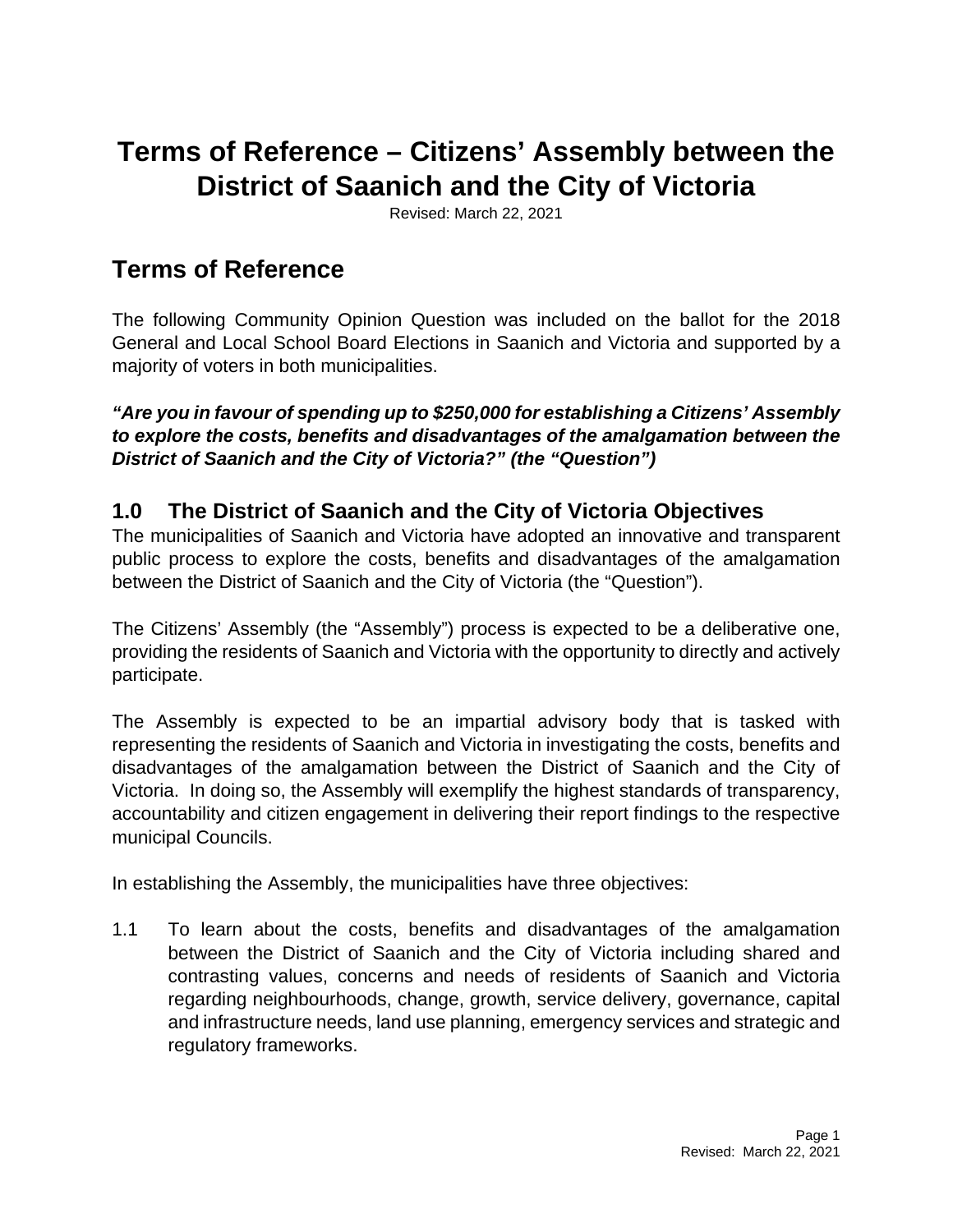# Terms of Reference – Citizens' Assembly between the District of Saanich and the City of Victoria

Revised: March 22, 2021

## Terms of Reference

The following Community Opinion Question was included on the ballot for the 2018 General and Local School Board Elections in Saanich and Victoria and supported by a majority of voters in both municipalities.

***"Are you in favour of spending up to $250,000 for establishing a Citizens' Assembly to explore the costs, benefits and disadvantages of the amalgamation between the District of Saanich and the City of Victoria?" (the "Question")***

### 1.0 The District of Saanich and the City of Victoria Objectives

The municipalities of Saanich and Victoria have adopted an innovative and transparent public process to explore the costs, benefits and disadvantages of the amalgamation between the District of Saanich and the City of Victoria (the "Question").

The Citizens' Assembly (the "Assembly") process is expected to be a deliberative one, providing the residents of Saanich and Victoria with the opportunity to directly and actively participate.

The Assembly is expected to be an impartial advisory body that is tasked with representing the residents of Saanich and Victoria in investigating the costs, benefits and disadvantages of the amalgamation between the District of Saanich and the City of Victoria. In doing so, the Assembly will exemplify the highest standards of transparency, accountability and citizen engagement in delivering their report findings to the respective municipal Councils.

In establishing the Assembly, the municipalities have three objectives:

1.1 To learn about the costs, benefits and disadvantages of the amalgamation between the District of Saanich and the City of Victoria including shared and contrasting values, concerns and needs of residents of Saanich and Victoria regarding neighbourhoods, change, growth, service delivery, governance, capital and infrastructure needs, land use planning, emergency services and strategic and regulatory frameworks.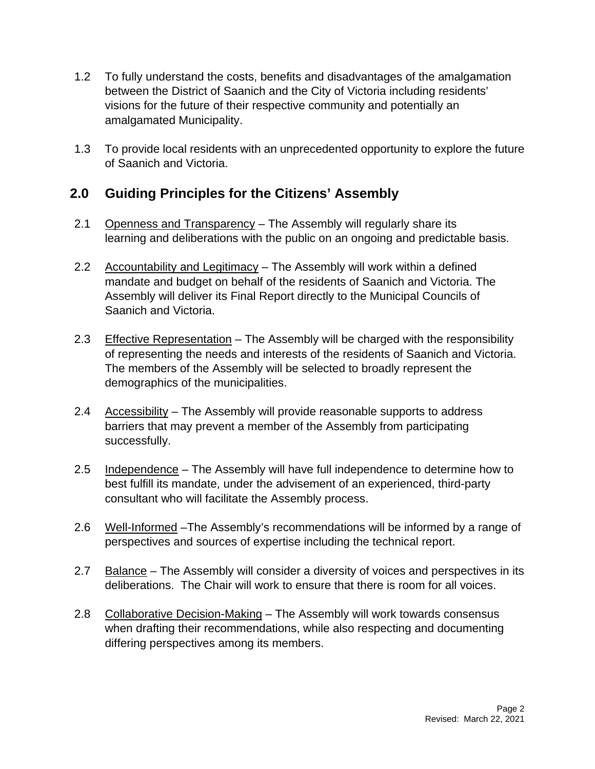1.2 To fully understand the costs, benefits and disadvantages of the amalgamation between the District of Saanich and the City of Victoria including residents' visions for the future of their respective community and potentially an amalgamated Municipality.

1.3 To provide local residents with an unprecedented opportunity to explore the future of Saanich and Victoria.

## 2.0 Guiding Principles for the Citizens' Assembly

2.1 <u>Openness and Transparency</u> – The Assembly will regularly share its learning and deliberations with the public on an ongoing and predictable basis.

2.2 <u>Accountability and Legitimacy</u> – The Assembly will work within a defined mandate and budget on behalf of the residents of Saanich and Victoria. The Assembly will deliver its Final Report directly to the Municipal Councils of Saanich and Victoria.

2.3 <u>Effective Representation</u> – The Assembly will be charged with the responsibility of representing the needs and interests of the residents of Saanich and Victoria. The members of the Assembly will be selected to broadly represent the demographics of the municipalities.

2.4 <u>Accessibility</u> – The Assembly will provide reasonable supports to address barriers that may prevent a member of the Assembly from participating successfully.

2.5 <u>Independence</u> – The Assembly will have full independence to determine how to best fulfill its mandate, under the advisement of an experienced, third-party consultant who will facilitate the Assembly process.

2.6 <u>Well-Informed</u> –The Assembly's recommendations will be informed by a range of perspectives and sources of expertise including the technical report.

2.7 <u>Balance</u> – The Assembly will consider a diversity of voices and perspectives in its deliberations. The Chair will work to ensure that there is room for all voices.

2.8 <u>Collaborative Decision-Making</u> – The Assembly will work towards consensus when drafting their recommendations, while also respecting and documenting differing perspectives among its members.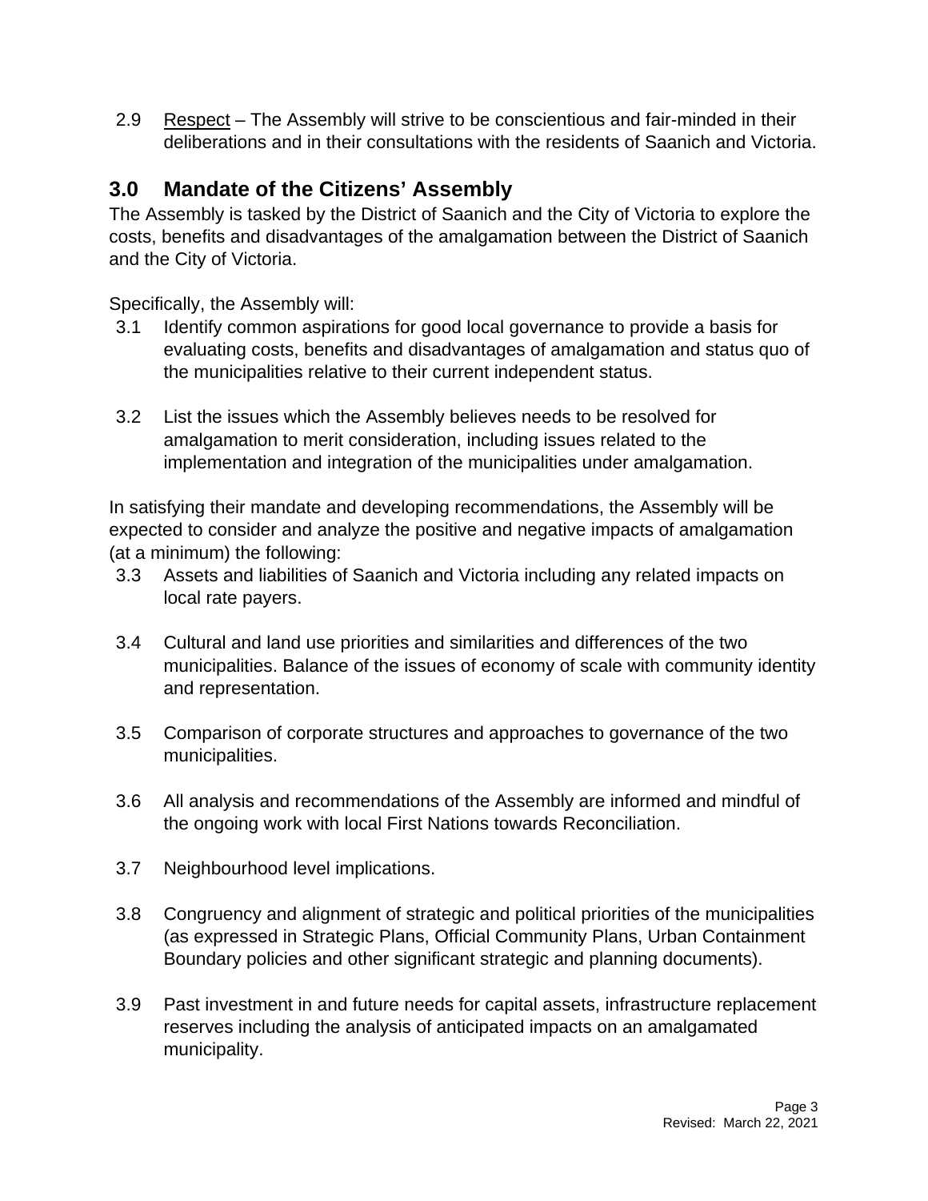2.9 Respect – The Assembly will strive to be conscientious and fair-minded in their deliberations and in their consultations with the residents of Saanich and Victoria.

## 3.0 Mandate of the Citizens' Assembly

The Assembly is tasked by the District of Saanich and the City of Victoria to explore the costs, benefits and disadvantages of the amalgamation between the District of Saanich and the City of Victoria.

Specifically, the Assembly will:

3.1 Identify common aspirations for good local governance to provide a basis for evaluating costs, benefits and disadvantages of amalgamation and status quo of the municipalities relative to their current independent status.

3.2 List the issues which the Assembly believes needs to be resolved for amalgamation to merit consideration, including issues related to the implementation and integration of the municipalities under amalgamation.

In satisfying their mandate and developing recommendations, the Assembly will be expected to consider and analyze the positive and negative impacts of amalgamation (at a minimum) the following:

3.3 Assets and liabilities of Saanich and Victoria including any related impacts on local rate payers.

3.4 Cultural and land use priorities and similarities and differences of the two municipalities. Balance of the issues of economy of scale with community identity and representation.

3.5 Comparison of corporate structures and approaches to governance of the two municipalities.

3.6 All analysis and recommendations of the Assembly are informed and mindful of the ongoing work with local First Nations towards Reconciliation.

3.7 Neighbourhood level implications.

3.8 Congruency and alignment of strategic and political priorities of the municipalities (as expressed in Strategic Plans, Official Community Plans, Urban Containment Boundary policies and other significant strategic and planning documents).

3.9 Past investment in and future needs for capital assets, infrastructure replacement reserves including the analysis of anticipated impacts on an amalgamated municipality.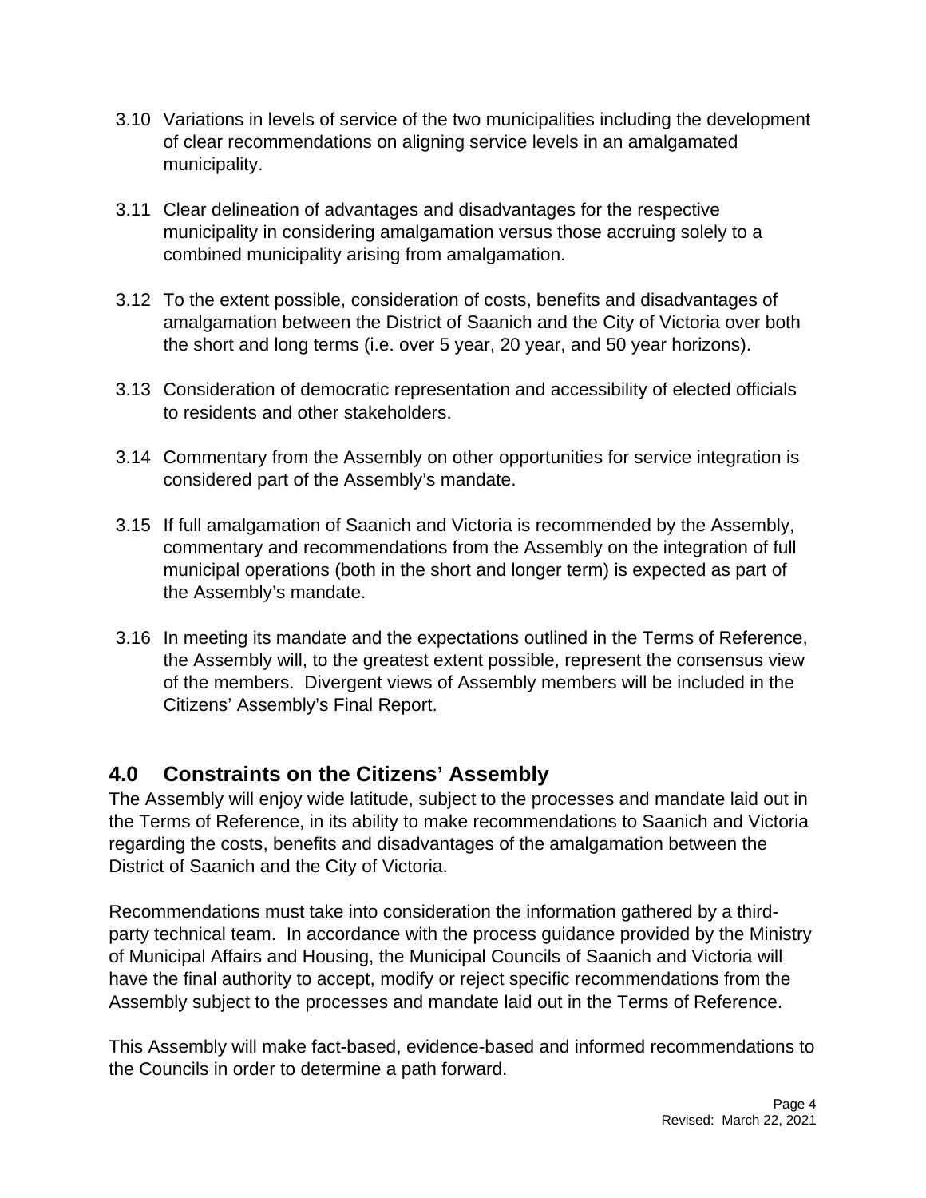3.10 Variations in levels of service of the two municipalities including the development of clear recommendations on aligning service levels in an amalgamated municipality.

3.11 Clear delineation of advantages and disadvantages for the respective municipality in considering amalgamation versus those accruing solely to a combined municipality arising from amalgamation.

3.12 To the extent possible, consideration of costs, benefits and disadvantages of amalgamation between the District of Saanich and the City of Victoria over both the short and long terms (i.e. over 5 year, 20 year, and 50 year horizons).

3.13 Consideration of democratic representation and accessibility of elected officials to residents and other stakeholders.

3.14 Commentary from the Assembly on other opportunities for service integration is considered part of the Assembly's mandate.

3.15 If full amalgamation of Saanich and Victoria is recommended by the Assembly, commentary and recommendations from the Assembly on the integration of full municipal operations (both in the short and longer term) is expected as part of the Assembly's mandate.

3.16 In meeting its mandate and the expectations outlined in the Terms of Reference, the Assembly will, to the greatest extent possible, represent the consensus view of the members. Divergent views of Assembly members will be included in the Citizens' Assembly's Final Report.

## 4.0 Constraints on the Citizens' Assembly

The Assembly will enjoy wide latitude, subject to the processes and mandate laid out in the Terms of Reference, in its ability to make recommendations to Saanich and Victoria regarding the costs, benefits and disadvantages of the amalgamation between the District of Saanich and the City of Victoria.

Recommendations must take into consideration the information gathered by a third-party technical team. In accordance with the process guidance provided by the Ministry of Municipal Affairs and Housing, the Municipal Councils of Saanich and Victoria will have the final authority to accept, modify or reject specific recommendations from the Assembly subject to the processes and mandate laid out in the Terms of Reference.

This Assembly will make fact-based, evidence-based and informed recommendations to the Councils in order to determine a path forward.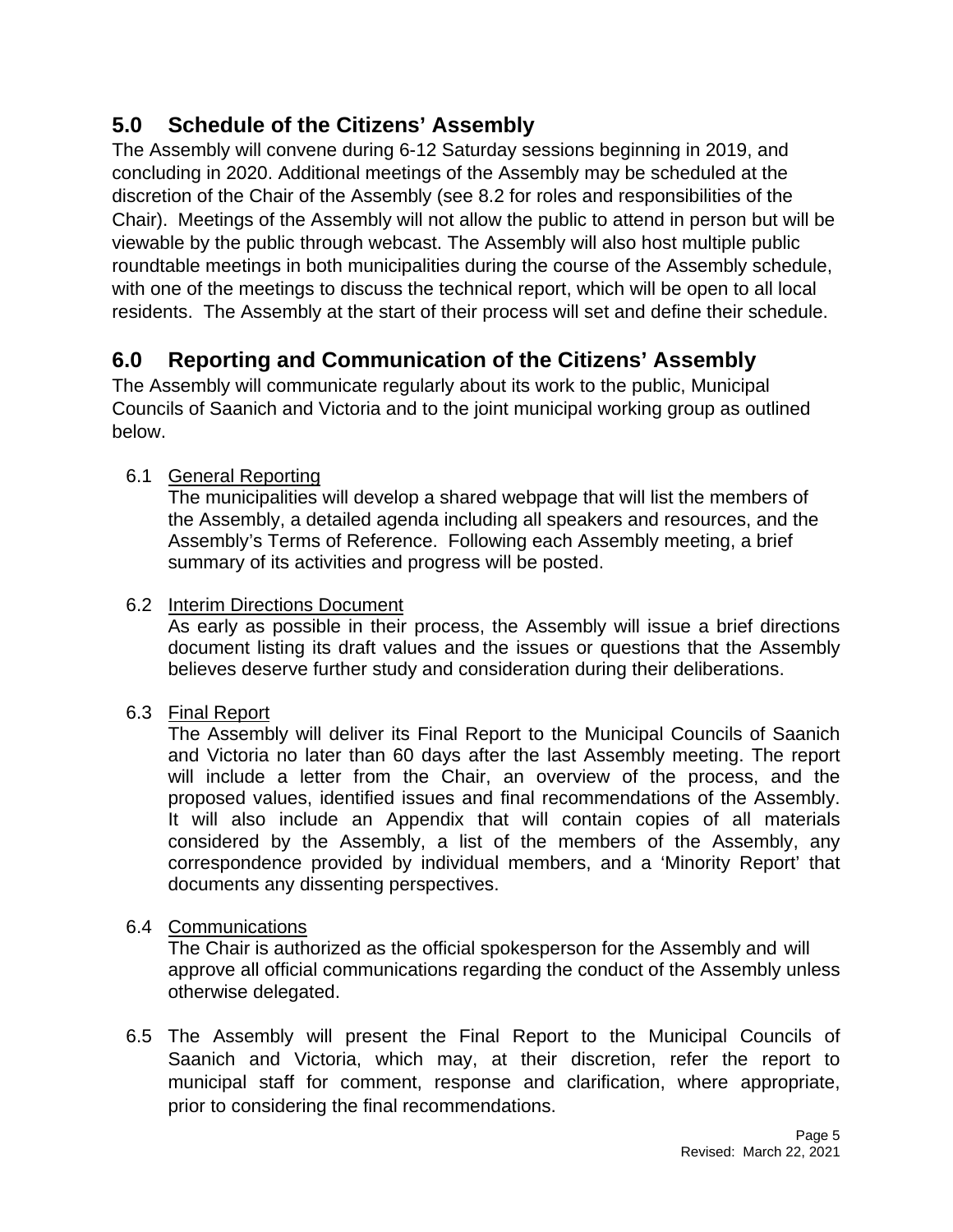## 5.0 Schedule of the Citizens' Assembly

The Assembly will convene during 6-12 Saturday sessions beginning in 2019, and concluding in 2020. Additional meetings of the Assembly may be scheduled at the discretion of the Chair of the Assembly (see 8.2 for roles and responsibilities of the Chair). Meetings of the Assembly will not allow the public to attend in person but will be viewable by the public through webcast. The Assembly will also host multiple public roundtable meetings in both municipalities during the course of the Assembly schedule, with one of the meetings to discuss the technical report, which will be open to all local residents. The Assembly at the start of their process will set and define their schedule.

## 6.0 Reporting and Communication of the Citizens' Assembly

The Assembly will communicate regularly about its work to the public, Municipal Councils of Saanich and Victoria and to the joint municipal working group as outlined below.

6.1 <u>General Reporting</u>
The municipalities will develop a shared webpage that will list the members of the Assembly, a detailed agenda including all speakers and resources, and the Assembly's Terms of Reference. Following each Assembly meeting, a brief summary of its activities and progress will be posted.

6.2 <u>Interim Directions Document</u>
As early as possible in their process, the Assembly will issue a brief directions document listing its draft values and the issues or questions that the Assembly believes deserve further study and consideration during their deliberations.

6.3 <u>Final Report</u>
The Assembly will deliver its Final Report to the Municipal Councils of Saanich and Victoria no later than 60 days after the last Assembly meeting. The report will include a letter from the Chair, an overview of the process, and the proposed values, identified issues and final recommendations of the Assembly. It will also include an Appendix that will contain copies of all materials considered by the Assembly, a list of the members of the Assembly, any correspondence provided by individual members, and a 'Minority Report' that documents any dissenting perspectives.

6.4 <u>Communications</u>
The Chair is authorized as the official spokesperson for the Assembly and will approve all official communications regarding the conduct of the Assembly unless otherwise delegated.

6.5 The Assembly will present the Final Report to the Municipal Councils of Saanich and Victoria, which may, at their discretion, refer the report to municipal staff for comment, response and clarification, where appropriate, prior to considering the final recommendations.

Revised: March 22, 2021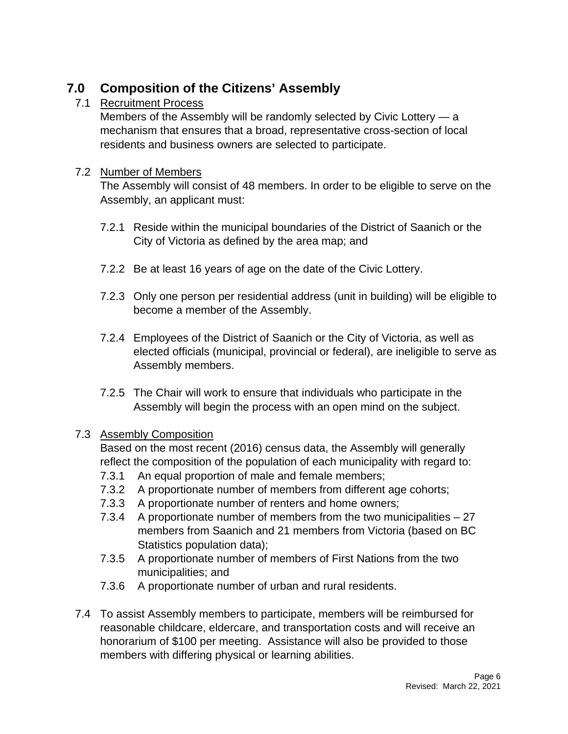## 7.0 Composition of the Citizens' Assembly

7.1 Recruitment Process

Members of the Assembly will be randomly selected by Civic Lottery — a mechanism that ensures that a broad, representative cross-section of local residents and business owners are selected to participate.

7.2 Number of Members

The Assembly will consist of 48 members. In order to be eligible to serve on the Assembly, an applicant must:

7.2.1 Reside within the municipal boundaries of the District of Saanich or the City of Victoria as defined by the area map; and

7.2.2 Be at least 16 years of age on the date of the Civic Lottery.

7.2.3 Only one person per residential address (unit in building) will be eligible to become a member of the Assembly.

7.2.4 Employees of the District of Saanich or the City of Victoria, as well as elected officials (municipal, provincial or federal), are ineligible to serve as Assembly members.

7.2.5 The Chair will work to ensure that individuals who participate in the Assembly will begin the process with an open mind on the subject.

7.3 Assembly Composition

Based on the most recent (2016) census data, the Assembly will generally reflect the composition of the population of each municipality with regard to:

7.3.1 An equal proportion of male and female members;
7.3.2 A proportionate number of members from different age cohorts;
7.3.3 A proportionate number of renters and home owners;
7.3.4 A proportionate number of members from the two municipalities – 27 members from Saanich and 21 members from Victoria (based on BC Statistics population data);
7.3.5 A proportionate number of members of First Nations from the two municipalities; and
7.3.6 A proportionate number of urban and rural residents.

7.4 To assist Assembly members to participate, members will be reimbursed for reasonable childcare, eldercare, and transportation costs and will receive an honorarium of $100 per meeting. Assistance will also be provided to those members with differing physical or learning abilities.

Revised: March 22, 2021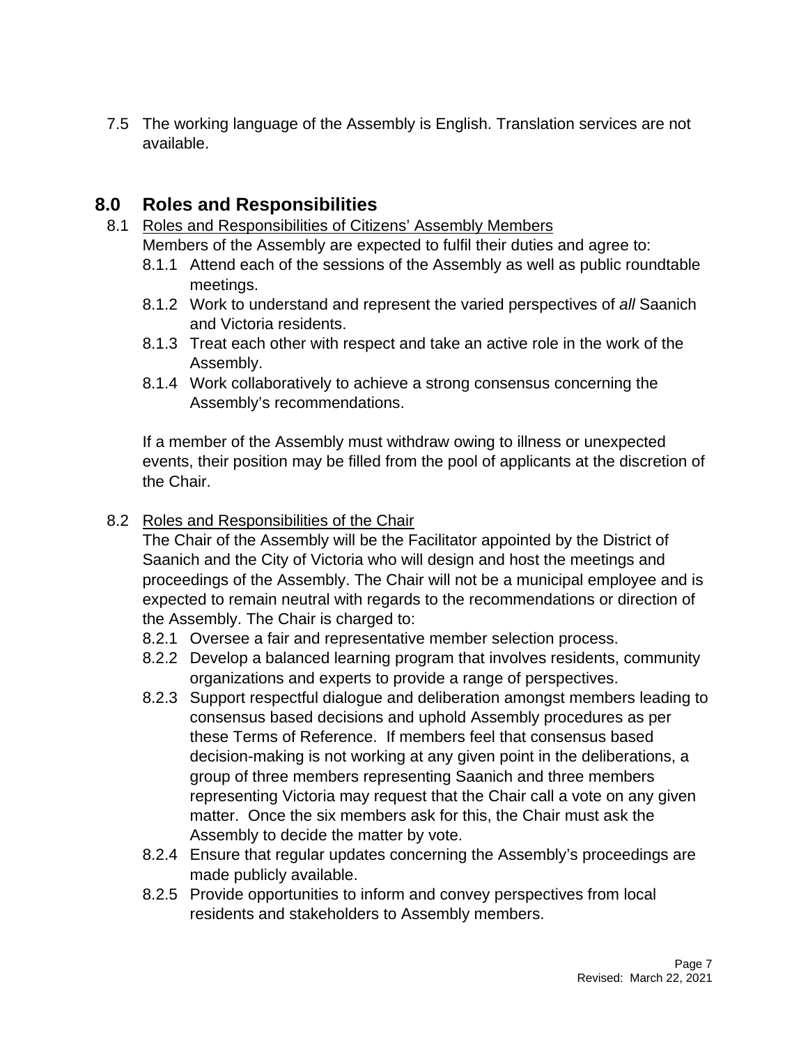7.5 The working language of the Assembly is English. Translation services are not available.

## 8.0 Roles and Responsibilities

8.1 Roles and Responsibilities of Citizens' Assembly Members

Members of the Assembly are expected to fulfil their duties and agree to:

- 8.1.1 Attend each of the sessions of the Assembly as well as public roundtable meetings.
- 8.1.2 Work to understand and represent the varied perspectives of *all* Saanich and Victoria residents.
- 8.1.3 Treat each other with respect and take an active role in the work of the Assembly.
- 8.1.4 Work collaboratively to achieve a strong consensus concerning the Assembly's recommendations.

If a member of the Assembly must withdraw owing to illness or unexpected events, their position may be filled from the pool of applicants at the discretion of the Chair.

8.2 Roles and Responsibilities of the Chair

The Chair of the Assembly will be the Facilitator appointed by the District of Saanich and the City of Victoria who will design and host the meetings and proceedings of the Assembly. The Chair will not be a municipal employee and is expected to remain neutral with regards to the recommendations or direction of the Assembly. The Chair is charged to:

- 8.2.1 Oversee a fair and representative member selection process.
- 8.2.2 Develop a balanced learning program that involves residents, community organizations and experts to provide a range of perspectives.
- 8.2.3 Support respectful dialogue and deliberation amongst members leading to consensus based decisions and uphold Assembly procedures as per these Terms of Reference. If members feel that consensus based decision-making is not working at any given point in the deliberations, a group of three members representing Saanich and three members representing Victoria may request that the Chair call a vote on any given matter. Once the six members ask for this, the Chair must ask the Assembly to decide the matter by vote.
- 8.2.4 Ensure that regular updates concerning the Assembly's proceedings are made publicly available.
- 8.2.5 Provide opportunities to inform and convey perspectives from local residents and stakeholders to Assembly members.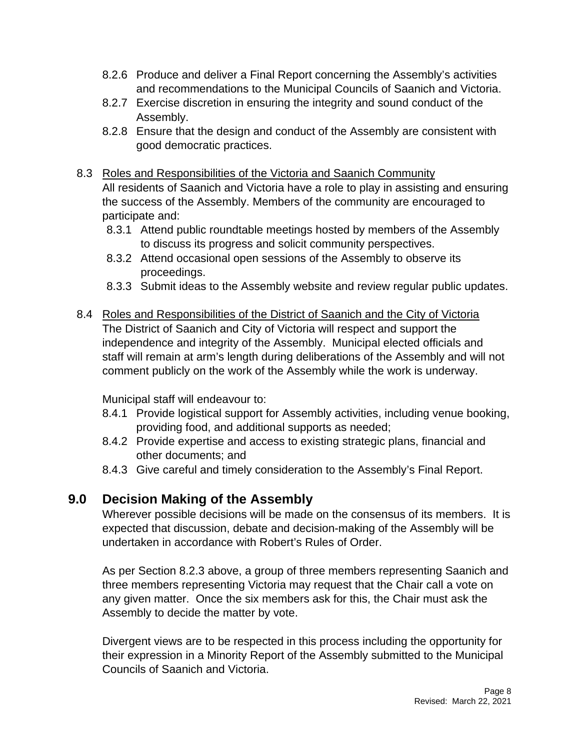8.2.6 Produce and deliver a Final Report concerning the Assembly's activities and recommendations to the Municipal Councils of Saanich and Victoria.

8.2.7 Exercise discretion in ensuring the integrity and sound conduct of the Assembly.

8.2.8 Ensure that the design and conduct of the Assembly are consistent with good democratic practices.

8.3 <u>Roles and Responsibilities of the Victoria and Saanich Community</u>

All residents of Saanich and Victoria have a role to play in assisting and ensuring the success of the Assembly. Members of the community are encouraged to participate and:

8.3.1 Attend public roundtable meetings hosted by members of the Assembly to discuss its progress and solicit community perspectives.

8.3.2 Attend occasional open sessions of the Assembly to observe its proceedings.

8.3.3 Submit ideas to the Assembly website and review regular public updates.

8.4 <u>Roles and Responsibilities of the District of Saanich and the City of Victoria</u>

The District of Saanich and City of Victoria will respect and support the independence and integrity of the Assembly. Municipal elected officials and staff will remain at arm's length during deliberations of the Assembly and will not comment publicly on the work of the Assembly while the work is underway.

Municipal staff will endeavour to:

8.4.1 Provide logistical support for Assembly activities, including venue booking, providing food, and additional supports as needed;

8.4.2 Provide expertise and access to existing strategic plans, financial and other documents; and

8.4.3 Give careful and timely consideration to the Assembly's Final Report.

## 9.0 Decision Making of the Assembly

Wherever possible decisions will be made on the consensus of its members. It is expected that discussion, debate and decision-making of the Assembly will be undertaken in accordance with Robert's Rules of Order.

As per Section 8.2.3 above, a group of three members representing Saanich and three members representing Victoria may request that the Chair call a vote on any given matter. Once the six members ask for this, the Chair must ask the Assembly to decide the matter by vote.

Divergent views are to be respected in this process including the opportunity for their expression in a Minority Report of the Assembly submitted to the Municipal Councils of Saanich and Victoria.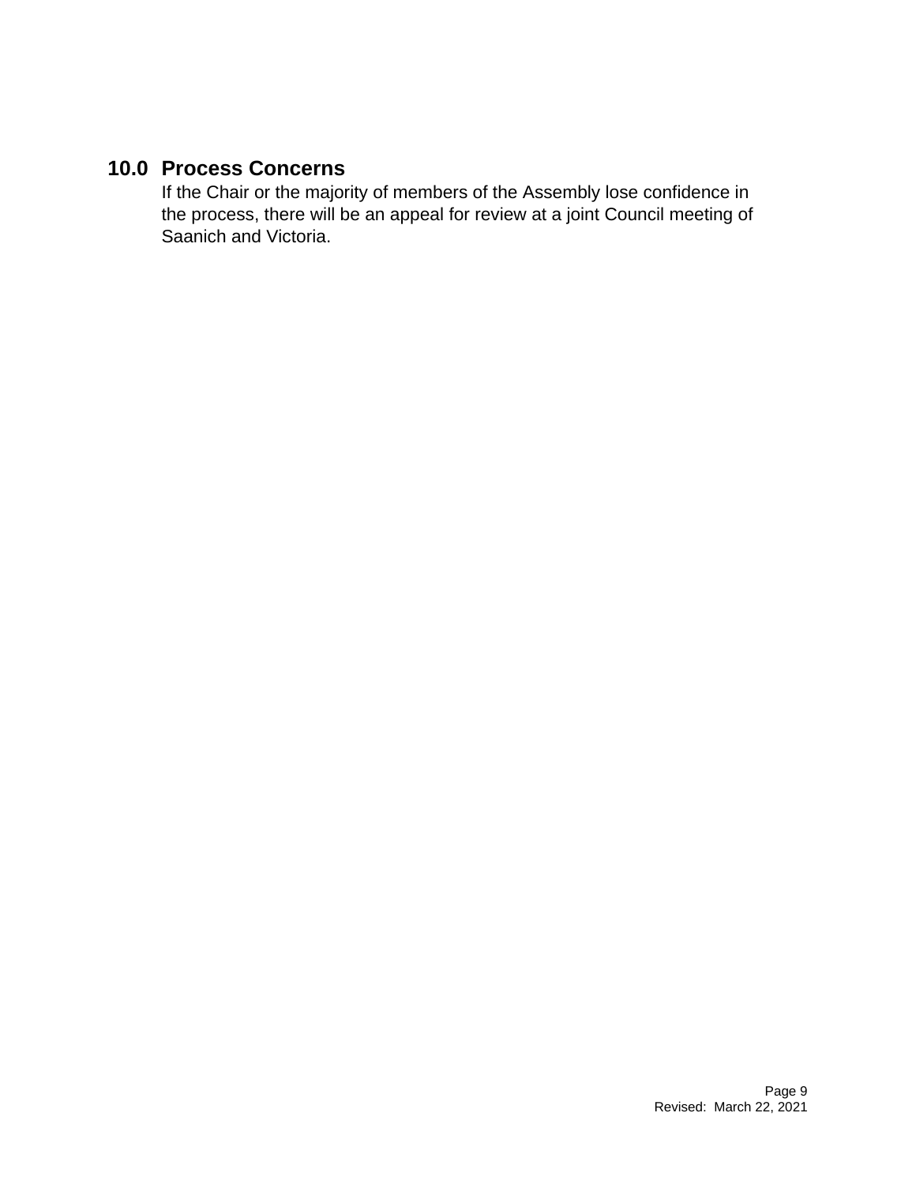## 10.0 Process Concerns

If the Chair or the majority of members of the Assembly lose confidence in the process, there will be an appeal for review at a joint Council meeting of Saanich and Victoria.

Revised: March 22, 2021